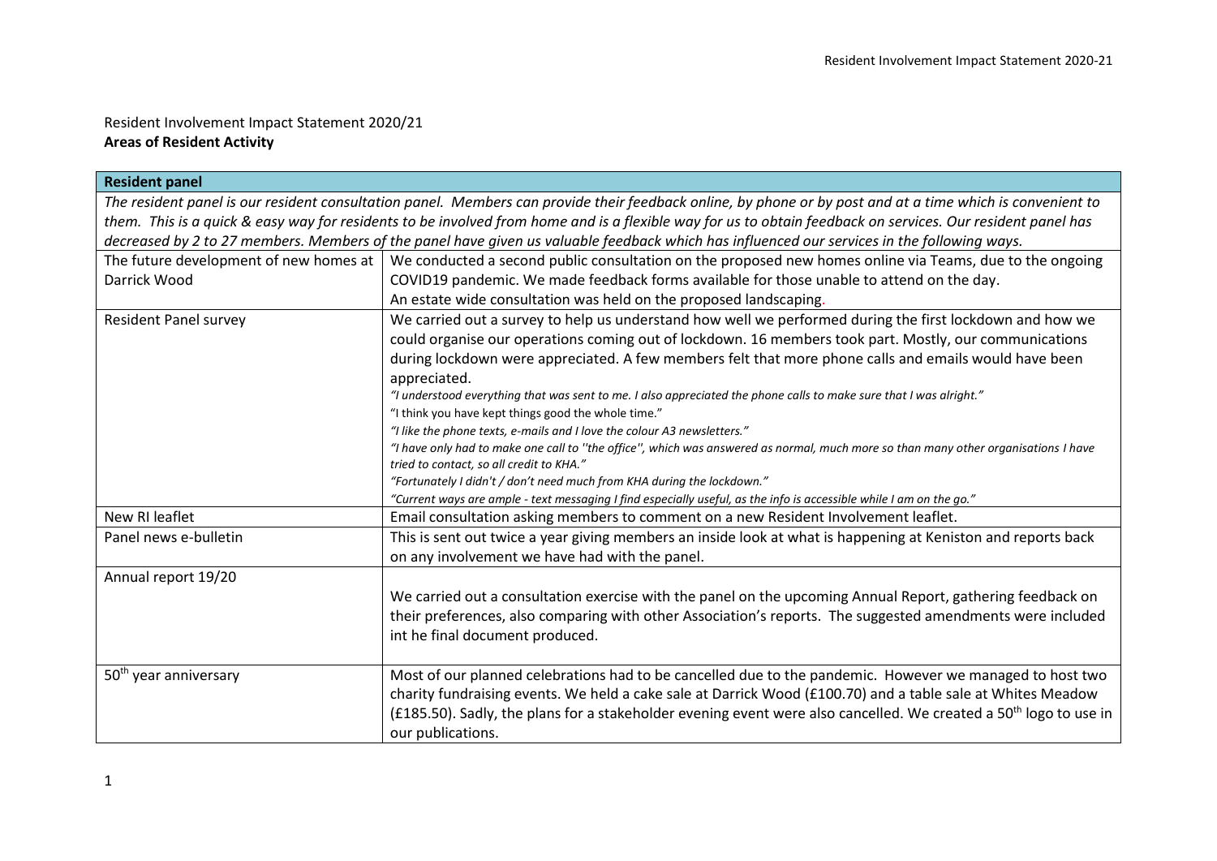Resident Involvement Impact Statement 2020/21

**Areas of Resident Activity**

| **Resident panel** | |
|---|---|
| *The resident panel is our resident consultation panel. Members can provide their feedback online, by phone or by post and at a time which is convenient to them. This is a quick & easy way for residents to be involved from home and is a flexible way for us to obtain feedback on services. Our resident panel has decreased by 2 to 27 members. Members of the panel have given us valuable feedback which has influenced our services in the following ways.* | |
| The future development of new homes at Darrick Wood | We conducted a second public consultation on the proposed new homes online via Teams, due to the ongoing COVID19 pandemic. We made feedback forms available for those unable to attend on the day. An estate wide consultation was held on the proposed landscaping. |
| Resident Panel survey | We carried out a survey to help us understand how well we performed during the first lockdown and how we could organise our operations coming out of lockdown. 16 members took part. Mostly, our communications during lockdown were appreciated. A few members felt that more phone calls and emails would have been appreciated. *"I understood everything that was sent to me. I also appreciated the phone calls to make sure that I was alright."* "I think you have kept things good the whole time." *"I like the phone texts, e-mails and I love the colour A3 newsletters."* *"I have only had to make one call to ''the office'', which was answered as normal, much more so than many other organisations I have tried to contact, so all credit to KHA."* *"Fortunately I didn't / don't need much from KHA during the lockdown."* *"Current ways are ample - text messaging I find especially useful, as the info is accessible while I am on the go."* |
| New RI leaflet | Email consultation asking members to comment on a new Resident Involvement leaflet. |
| Panel news e-bulletin | This is sent out twice a year giving members an inside look at what is happening at Keniston and reports back on any involvement we have had with the panel. |
| Annual report 19/20 | We carried out a consultation exercise with the panel on the upcoming Annual Report, gathering feedback on their preferences, also comparing with other Association's reports. The suggested amendments were included int he final document produced. |
| 50th year anniversary | Most of our planned celebrations had to be cancelled due to the pandemic. However we managed to host two charity fundraising events. We held a cake sale at Darrick Wood (£100.70) and a table sale at Whites Meadow (£185.50). Sadly, the plans for a stakeholder evening event were also cancelled. We created a 50th logo to use in our publications. |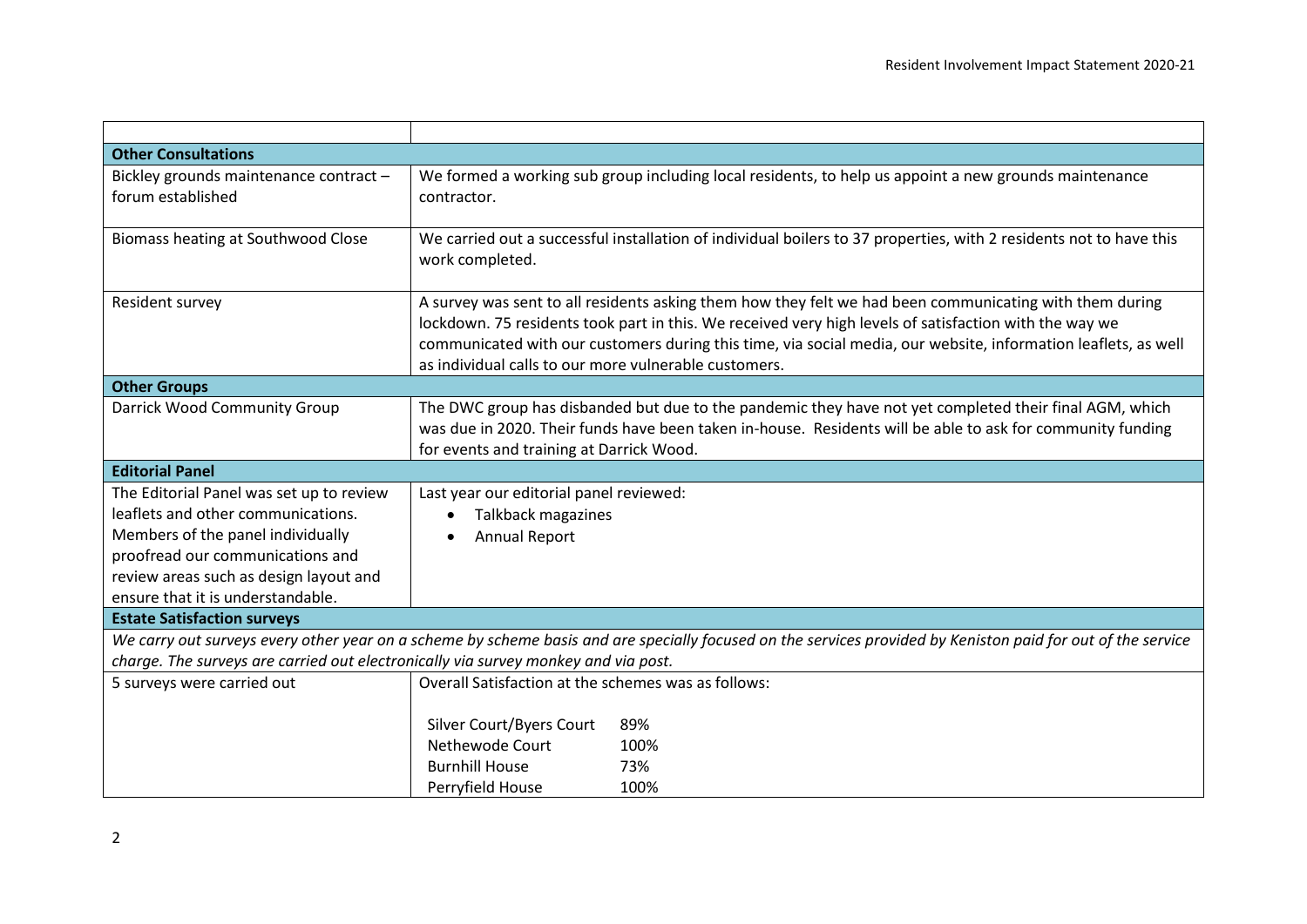| | |
|---|---|
| **Other Consultations** | |
| Bickley grounds maintenance contract – forum established | We formed a working sub group including local residents, to help us appoint a new grounds maintenance contractor. |
| Biomass heating at Southwood Close | We carried out a successful installation of individual boilers to 37 properties, with 2 residents not to have this work completed. |
| Resident survey | A survey was sent to all residents asking them how they felt we had been communicating with them during lockdown. 75 residents took part in this. We received very high levels of satisfaction with the way we communicated with our customers during this time, via social media, our website, information leaflets, as well as individual calls to our more vulnerable customers. |
| **Other Groups** | |
| Darrick Wood Community Group | The DWC group has disbanded but due to the pandemic they have not yet completed their final AGM, which was due in 2020. Their funds have been taken in-house. Residents will be able to ask for community funding for events and training at Darrick Wood. |
| **Editorial Panel** | |
| The Editorial Panel was set up to review leaflets and other communications. Members of the panel individually proofread our communications and review areas such as design layout and ensure that it is understandable. | Last year our editorial panel reviewed:<br>• Talkback magazines<br>• Annual Report |
| **Estate Satisfaction surveys** | |
| *We carry out surveys every other year on a scheme by scheme basis and are specially focused on the services provided by Keniston paid for out of the service charge. The surveys are carried out electronically via survey monkey and via post.* | |
| 5 surveys were carried out | Overall Satisfaction at the schemes was as follows:<br><br>Silver Court/Byers Court 89%<br>Nethewode Court 100%<br>Burnhill House 73%<br>Perryfield House 100% |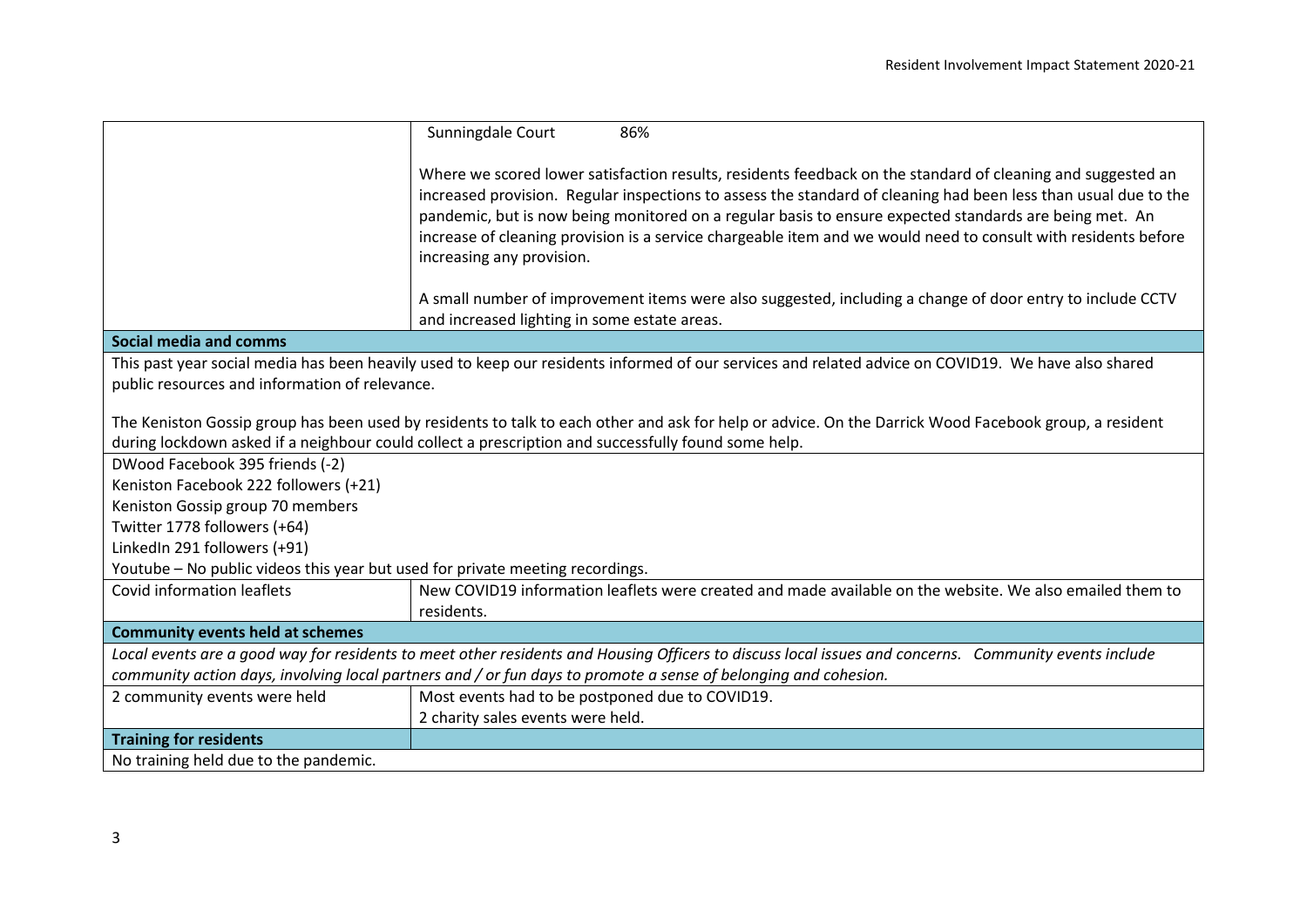| | |
|---|---|
| | Sunningdale Court 86%<br><br>Where we scored lower satisfaction results, residents feedback on the standard of cleaning and suggested an increased provision. Regular inspections to assess the standard of cleaning had been less than usual due to the pandemic, but is now being monitored on a regular basis to ensure expected standards are being met. An increase of cleaning provision is a service chargeable item and we would need to consult with residents before increasing any provision.<br><br>A small number of improvement items were also suggested, including a change of door entry to include CCTV and increased lighting in some estate areas. |
| **Social media and comms** | |
| This past year social media has been heavily used to keep our residents informed of our services and related advice on COVID19. We have also shared public resources and information of relevance.<br><br>The Keniston Gossip group has been used by residents to talk to each other and ask for help or advice. On the Darrick Wood Facebook group, a resident during lockdown asked if a neighbour could collect a prescription and successfully found some help. | |
| DWood Facebook 395 friends (-2)<br>Keniston Facebook 222 followers (+21)<br>Keniston Gossip group 70 members<br>Twitter 1778 followers (+64)<br>LinkedIn 291 followers (+91)<br>Youtube – No public videos this year but used for private meeting recordings. | |
| Covid information leaflets | New COVID19 information leaflets were created and made available on the website. We also emailed them to residents. |
| **Community events held at schemes** | |
| *Local events are a good way for residents to meet other residents and Housing Officers to discuss local issues and concerns. Community events include community action days, involving local partners and / or fun days to promote a sense of belonging and cohesion.* | |
| 2 community events were held | Most events had to be postponed due to COVID19.<br>2 charity sales events were held. |
| **Training for residents** | |
| No training held due to the pandemic. | |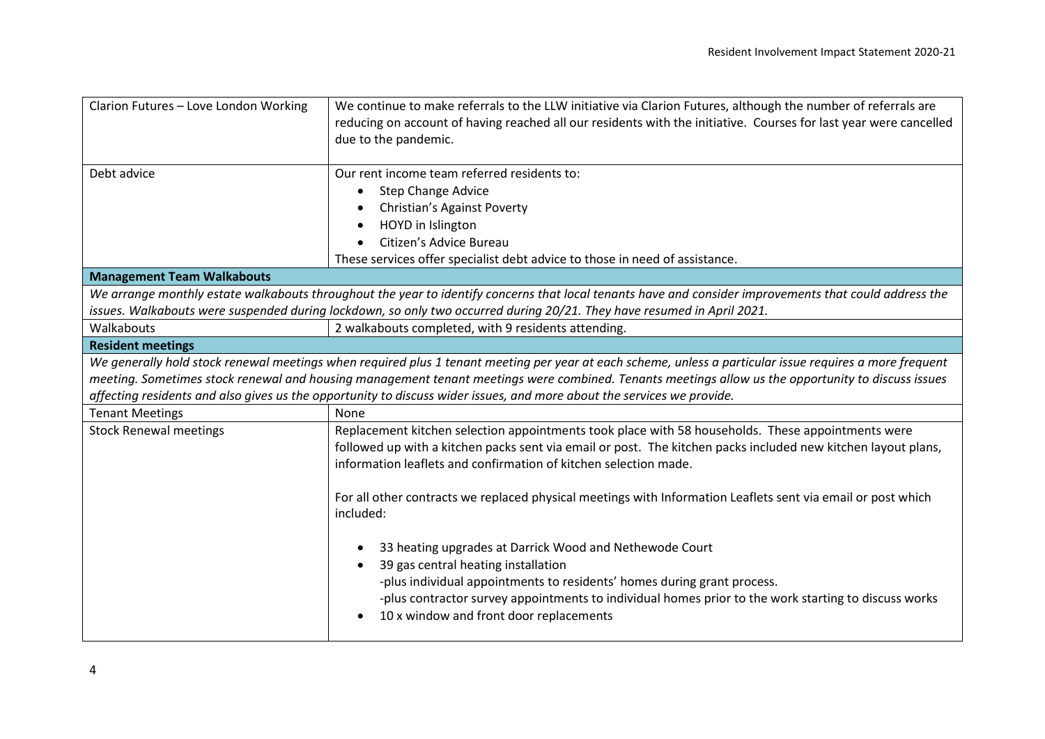| | |
|---|---|
| Clarion Futures – Love London Working | We continue to make referrals to the LLW initiative via Clarion Futures, although the number of referrals are reducing on account of having reached all our residents with the initiative. Courses for last year were cancelled due to the pandemic. |
| Debt advice | Our rent income team referred residents to:<br>• Step Change Advice<br>• Christian's Against Poverty<br>• HOYD in Islington<br>• Citizen's Advice Bureau<br>These services offer specialist debt advice to those in need of assistance. |
| **Management Team Walkabouts** | |
| *We arrange monthly estate walkabouts throughout the year to identify concerns that local tenants have and consider improvements that could address the issues. Walkabouts were suspended during lockdown, so only two occurred during 20/21. They have resumed in April 2021.* | |
| Walkabouts | 2 walkabouts completed, with 9 residents attending. |
| **Resident meetings** | |
| *We generally hold stock renewal meetings when required plus 1 tenant meeting per year at each scheme, unless a particular issue requires a more frequent meeting. Sometimes stock renewal and housing management tenant meetings were combined. Tenants meetings allow us the opportunity to discuss issues affecting residents and also gives us the opportunity to discuss wider issues, and more about the services we provide.* | |
| Tenant Meetings | None |
| Stock Renewal meetings | Replacement kitchen selection appointments took place with 58 households. These appointments were followed up with a kitchen packs sent via email or post. The kitchen packs included new kitchen layout plans, information leaflets and confirmation of kitchen selection made.<br><br>For all other contracts we replaced physical meetings with Information Leaflets sent via email or post which included:<br><br>• 33 heating upgrades at Darrick Wood and Nethewode Court<br>• 39 gas central heating installation<br>-plus individual appointments to residents' homes during grant process.<br>-plus contractor survey appointments to individual homes prior to the work starting to discuss works<br>• 10 x window and front door replacements |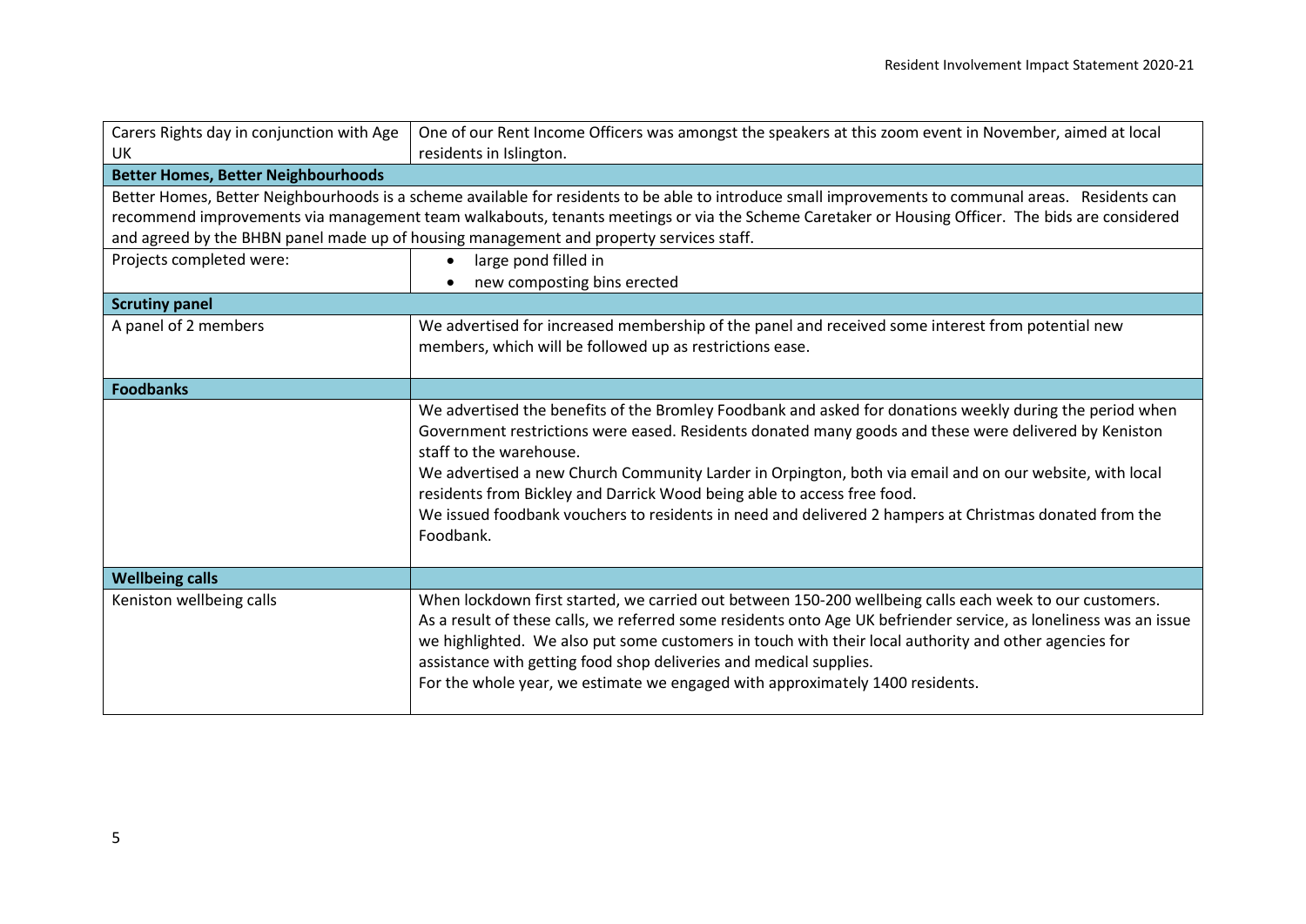| | |
|---|---|
| Carers Rights day in conjunction with Age UK | One of our Rent Income Officers was amongst the speakers at this zoom event in November, aimed at local residents in Islington. |
| **Better Homes, Better Neighbourhoods** | |
| Better Homes, Better Neighbourhoods is a scheme available for residents to be able to introduce small improvements to communal areas. Residents can recommend improvements via management team walkabouts, tenants meetings or via the Scheme Caretaker or Housing Officer. The bids are considered and agreed by the BHBN panel made up of housing management and property services staff. | |
| Projects completed were: | • large pond filled in<br>• new composting bins erected |
| **Scrutiny panel** | |
| A panel of 2 members | We advertised for increased membership of the panel and received some interest from potential new members, which will be followed up as restrictions ease. |
| **Foodbanks** | |
| | We advertised the benefits of the Bromley Foodbank and asked for donations weekly during the period when Government restrictions were eased. Residents donated many goods and these were delivered by Keniston staff to the warehouse.<br>We advertised a new Church Community Larder in Orpington, both via email and on our website, with local residents from Bickley and Darrick Wood being able to access free food.<br>We issued foodbank vouchers to residents in need and delivered 2 hampers at Christmas donated from the Foodbank. |
| **Wellbeing calls** | |
| Keniston wellbeing calls | When lockdown first started, we carried out between 150-200 wellbeing calls each week to our customers. As a result of these calls, we referred some residents onto Age UK befriender service, as loneliness was an issue we highlighted. We also put some customers in touch with their local authority and other agencies for assistance with getting food shop deliveries and medical supplies.<br>For the whole year, we estimate we engaged with approximately 1400 residents. |